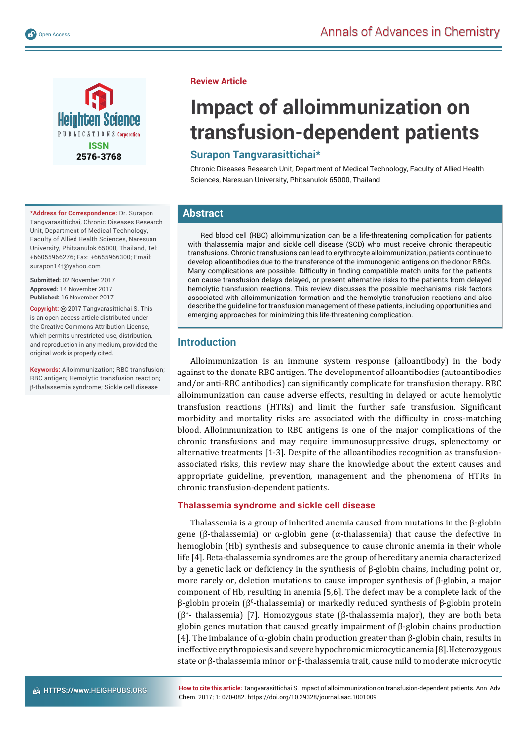Review Article

# Impact of alloimmunization on transfusion-dependent patients

## Surapon Tangvarasittichai*

Chronic Diseases Research Unit, Department of Medical Technology, Faculty of Allied Health Sciences, Naresuan University, Phitsanulok 65000, Thailand

**\*Address for Correspondence:** Dr. Surapon Tangvarasittichai, Chronic Diseases Research Unit, Department of Medical Technology, Faculty of Allied Health Sciences, Naresuan University, Phitsanulok 65000, Thailand, Tel: +66055966276; Fax: +6655966300; Email: surapon14t@yahoo.com

**Submitted:** 02 November 2017
**Approved:** 14 November 2017
**Published:** 16 November 2017

**Copyright:** © 2017 Tangvarasittichai S. This is an open access article distributed under the Creative Commons Attribution License, which permits unrestricted use, distribution, and reproduction in any medium, provided the original work is properly cited.

**Keywords:** Alloimmunization; RBC transfusion; RBC antigen; Hemolytic transfusion reaction; β-thalassemia syndrome; Sickle cell disease

## Abstract

Red blood cell (RBC) alloimmunization can be a life-threatening complication for patients with thalassemia major and sickle cell disease (SCD) who must receive chronic therapeutic transfusions. Chronic transfusions can lead to erythrocyte alloimmunization, patients continue to develop alloantibodies due to the transference of the immunogenic antigens on the donor RBCs. Many complications are possible. Difficulty in finding compatible match units for the patients can cause transfusion delays delayed, or present alternative risks to the patients from delayed hemolytic transfusion reactions. This review discusses the possible mechanisms, risk factors associated with alloimmunization formation and the hemolytic transfusion reactions and also describe the guideline for transfusion management of these patients, including opportunities and emerging approaches for minimizing this life-threatening complication.

## Introduction

Alloimmunization is an immune system response (alloantibody) in the body against to the donate RBC antigen. The development of alloantibodies (autoantibodies and/or anti-RBC antibodies) can significantly complicate for transfusion therapy. RBC alloimmunization can cause adverse effects, resulting in delayed or acute hemolytic transfusion reactions (HTRs) and limit the further safe transfusion. Significant morbidity and mortality risks are associated with the difficulty in cross-matching blood. Alloimmunization to RBC antigens is one of the major complications of the chronic transfusions and may require immunosuppressive drugs, splenectomy or alternative treatments [1-3]. Despite of the alloantibodies recognition as transfusion-associated risks, this review may share the knowledge about the extent causes and appropriate guideline, prevention, management and the phenomena of HTRs in chronic transfusion-dependent patients.

### Thalassemia syndrome and sickle cell disease

Thalassemia is a group of inherited anemia caused from mutations in the β-globin gene (β-thalassemia) or α-globin gene (α-thalassemia) that cause the defective in hemoglobin (Hb) synthesis and subsequence to cause chronic anemia in their whole life [4]. Beta-thalassemia syndromes are the group of hereditary anemia characterized by a genetic lack or deficiency in the synthesis of β-globin chains, including point or, more rarely or, deletion mutations to cause improper synthesis of β-globin, a major component of Hb, resulting in anemia [5,6]. The defect may be a complete lack of the β-globin protein ($\beta^0$-thalassemia) or markedly reduced synthesis of β-globin protein ($\beta^+$- thalassemia) [7]. Homozygous state (β-thalassemia major), they are both beta globin genes mutation that caused greatly impairment of β-globin chains production [4]. The imbalance of α-globin chain production greater than β-globin chain, results in ineffective erythropoiesis and severe hypochromic microcytic anemia [8]. Heterozygous state or β-thalassemia minor or β-thalassemia trait, cause mild to moderate microcytic

**How to cite this article:** Tangvarasittichai S. Impact of alloimmunization on transfusion-dependent patients. Ann Adv Chem. 2017; 1: 070-082. https://doi.org/10.29328/journal.aac.1001009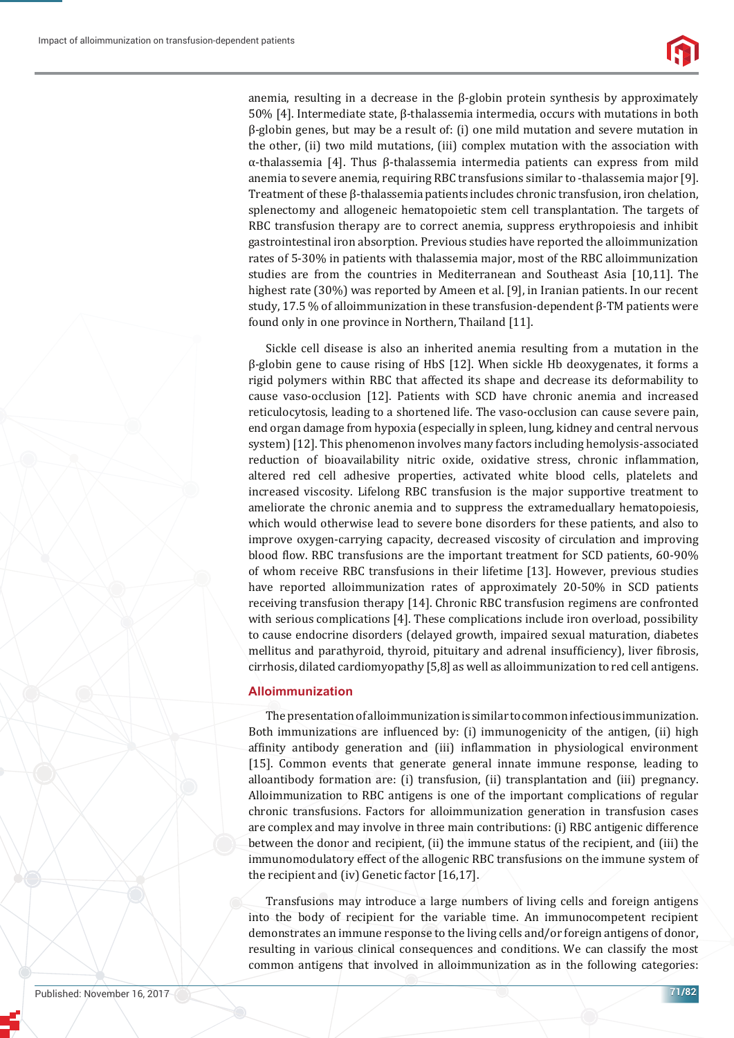anemia, resulting in a decrease in the β-globin protein synthesis by approximately 50% [4]. Intermediate state, β-thalassemia intermedia, occurs with mutations in both β-globin genes, but may be a result of: (i) one mild mutation and severe mutation in the other, (ii) two mild mutations, (iii) complex mutation with the association with α-thalassemia [4]. Thus β-thalassemia intermedia patients can express from mild anemia to severe anemia, requiring RBC transfusions similar to -thalassemia major [9]. Treatment of these β-thalassemia patients includes chronic transfusion, iron chelation, splenectomy and allogeneic hematopoietic stem cell transplantation. The targets of RBC transfusion therapy are to correct anemia, suppress erythropoiesis and inhibit gastrointestinal iron absorption. Previous studies have reported the alloimmunization rates of 5-30% in patients with thalassemia major, most of the RBC alloimmunization studies are from the countries in Mediterranean and Southeast Asia [10,11]. The highest rate (30%) was reported by Ameen et al. [9], in Iranian patients. In our recent study, 17.5 % of alloimmunization in these transfusion-dependent β-TM patients were found only in one province in Northern, Thailand [11].

Sickle cell disease is also an inherited anemia resulting from a mutation in the β-globin gene to cause rising of HbS [12]. When sickle Hb deoxygenates, it forms a rigid polymers within RBC that affected its shape and decrease its deformability to cause vaso-occlusion [12]. Patients with SCD have chronic anemia and increased reticulocytosis, leading to a shortened life. The vaso-occlusion can cause severe pain, end organ damage from hypoxia (especially in spleen, lung, kidney and central nervous system) [12]. This phenomenon involves many factors including hemolysis-associated reduction of bioavailability nitric oxide, oxidative stress, chronic inflammation, altered red cell adhesive properties, activated white blood cells, platelets and increased viscosity. Lifelong RBC transfusion is the major supportive treatment to ameliorate the chronic anemia and to suppress the extrameduallary hematopoiesis, which would otherwise lead to severe bone disorders for these patients, and also to improve oxygen-carrying capacity, decreased viscosity of circulation and improving blood flow. RBC transfusions are the important treatment for SCD patients, 60-90% of whom receive RBC transfusions in their lifetime [13]. However, previous studies have reported alloimmunization rates of approximately 20-50% in SCD patients receiving transfusion therapy [14]. Chronic RBC transfusion regimens are confronted with serious complications [4]. These complications include iron overload, possibility to cause endocrine disorders (delayed growth, impaired sexual maturation, diabetes mellitus and parathyroid, thyroid, pituitary and adrenal insufficiency), liver fibrosis, cirrhosis, dilated cardiomyopathy [5,8] as well as alloimmunization to red cell antigens.

## Alloimmunization

The presentation of alloimmunization is similar to common infectious immunization. Both immunizations are influenced by: (i) immunogenicity of the antigen, (ii) high affinity antibody generation and (iii) inflammation in physiological environment [15]. Common events that generate general innate immune response, leading to alloantibody formation are: (i) transfusion, (ii) transplantation and (iii) pregnancy. Alloimmunization to RBC antigens is one of the important complications of regular chronic transfusions. Factors for alloimmunization generation in transfusion cases are complex and may involve in three main contributions: (i) RBC antigenic difference between the donor and recipient, (ii) the immune status of the recipient, and (iii) the immunomodulatory effect of the allogenic RBC transfusions on the immune system of the recipient and (iv) Genetic factor [16,17].

Transfusions may introduce a large numbers of living cells and foreign antigens into the body of recipient for the variable time. An immunocompetent recipient demonstrates an immune response to the living cells and/or foreign antigens of donor, resulting in various clinical consequences and conditions. We can classify the most common antigens that involved in alloimmunization as in the following categories: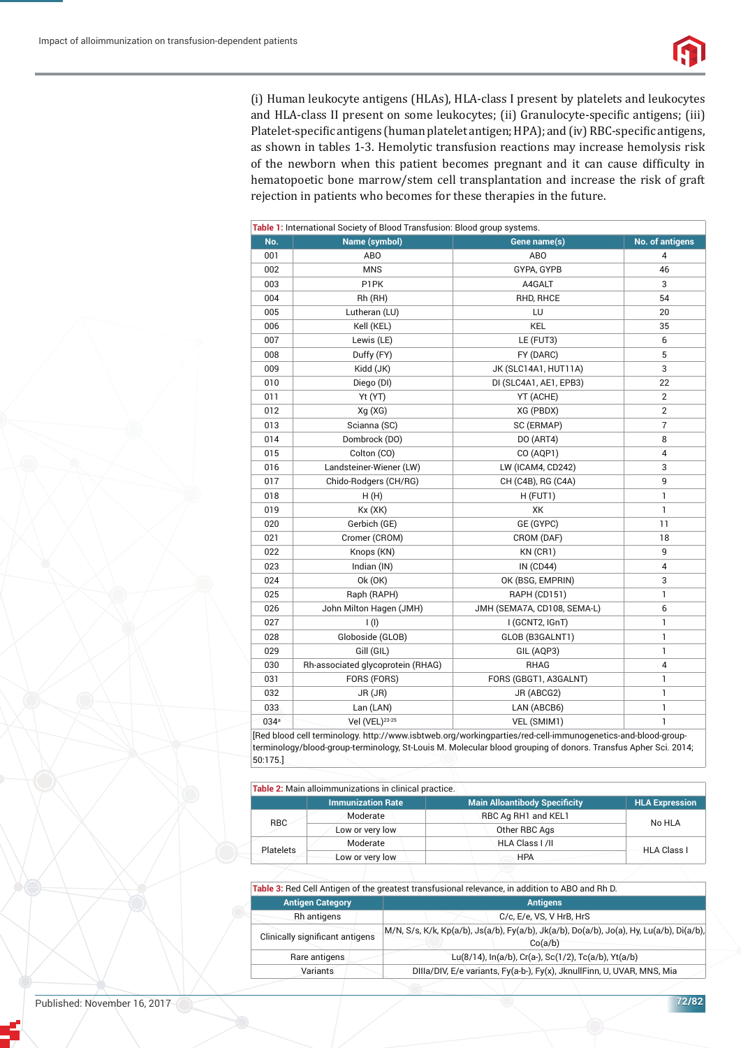(i) Human leukocyte antigens (HLAs), HLA-class I present by platelets and leukocytes and HLA-class II present on some leukocytes; (ii) Granulocyte-specific antigens; (iii) Platelet-specific antigens (human platelet antigen; HPA); and (iv) RBC-specific antigens, as shown in tables 1-3. Hemolytic transfusion reactions may increase hemolysis risk of the newborn when this patient becomes pregnant and it can cause difficulty in hematopoetic bone marrow/stem cell transplantation and increase the risk of graft rejection in patients who becomes for these therapies in the future.

**Table 1:** International Society of Blood Transfusion: Blood group systems.

| No. | Name (symbol) | Gene name(s) | No. of antigens |
|---|---|---|---|
| 001 | ABO | ABO | 4 |
| 002 | MNS | GYPA, GYPB | 46 |
| 003 | P1PK | A4GALT | 3 |
| 004 | Rh (RH) | RHD, RHCE | 54 |
| 005 | Lutheran (LU) | LU | 20 |
| 006 | Kell (KEL) | KEL | 35 |
| 007 | Lewis (LE) | LE (FUT3) | 6 |
| 008 | Duffy (FY) | FY (DARC) | 5 |
| 009 | Kidd (JK) | JK (SLC14A1, HUT11A) | 3 |
| 010 | Diego (DI) | DI (SLC4A1, AE1, EPB3) | 22 |
| 011 | Yt (YT) | YT (ACHE) | 2 |
| 012 | Xg (XG) | XG (PBDX) | 2 |
| 013 | Scianna (SC) | SC (ERMAP) | 7 |
| 014 | Dombrock (DO) | DO (ART4) | 8 |
| 015 | Colton (CO) | CO (AQP1) | 4 |
| 016 | Landsteiner-Wiener (LW) | LW (ICAM4, CD242) | 3 |
| 017 | Chido-Rodgers (CH/RG) | CH (C4B), RG (C4A) | 9 |
| 018 | H (H) | H (FUT1) | 1 |
| 019 | Kx (XK) | XK | 1 |
| 020 | Gerbich (GE) | GE (GYPC) | 11 |
| 021 | Cromer (CROM) | CROM (DAF) | 18 |
| 022 | Knops (KN) | KN (CR1) | 9 |
| 023 | Indian (IN) | IN (CD44) | 4 |
| 024 | Ok (OK) | OK (BSG, EMPRIN) | 3 |
| 025 | Raph (RAPH) | RAPH (CD151) | 1 |
| 026 | John Milton Hagen (JMH) | JMH (SEMA7A, CD108, SEMA-L) | 6 |
| 027 | I (I) | I (GCNT2, IGnT) | 1 |
| 028 | Globoside (GLOB) | GLOB (B3GALNT1) | 1 |
| 029 | Gill (GIL) | GIL (AQP3) | 1 |
| 030 | Rh-associated glycoprotein (RHAG) | RHAG | 4 |
| 031 | FORS (FORS) | FORS (GBGT1, A3GALNT) | 1 |
| 032 | JR (JR) | JR (ABCG2) | 1 |
| 033 | Lan (LAN) | LAN (ABCB6) | 1 |
| 034[a] | Vel (VEL)[23-25] | VEL (SMIM1) | 1 |

[Red blood cell terminology. http://www.isbtweb.org/workingparties/red-cell-immunogenetics-and-blood-group-terminology/blood-group-terminology, St-Louis M. Molecular blood grouping of donors. Transfus Apher Sci. 2014; 50:175.]

**Table 2:** Main alloimmunizations in clinical practice.

| | Immunization Rate | Main Alloantibody Specificity | HLA Expression |
|---|---|---|---|
| RBC | Moderate | RBC Ag RH1 and KEL1 | No HLA |
| | Low or very low | Other RBC Ags | |
| Platelets | Moderate | HLA Class I /II | HLA Class I |
| | Low or very low | HPA | |

**Table 3:** Red Cell Antigen of the greatest transfusional relevance, in addition to ABO and Rh D.

| Antigen Category | Antigens |
|---|---|
| Rh antigens | C/c, E/e, VS, V HrB, HrS |
| Clinically significant antigens | M/N, S/s, K/k, Kp(a/b), Js(a/b), Fy(a/b), Jk(a/b), Do(a/b), Jo(a), Hy, Lu(a/b), Di(a/b), Co(a/b) |
| Rare antigens | Lu(8/14), In(a/b), Cr(a-), Sc(1/2), Tc(a/b), Yt(a/b) |
| Variants | DIIIa/DIV, E/e variants, Fy(a-b-), Fy(x), JknullFinn, U, UVAR, MNS, Mia |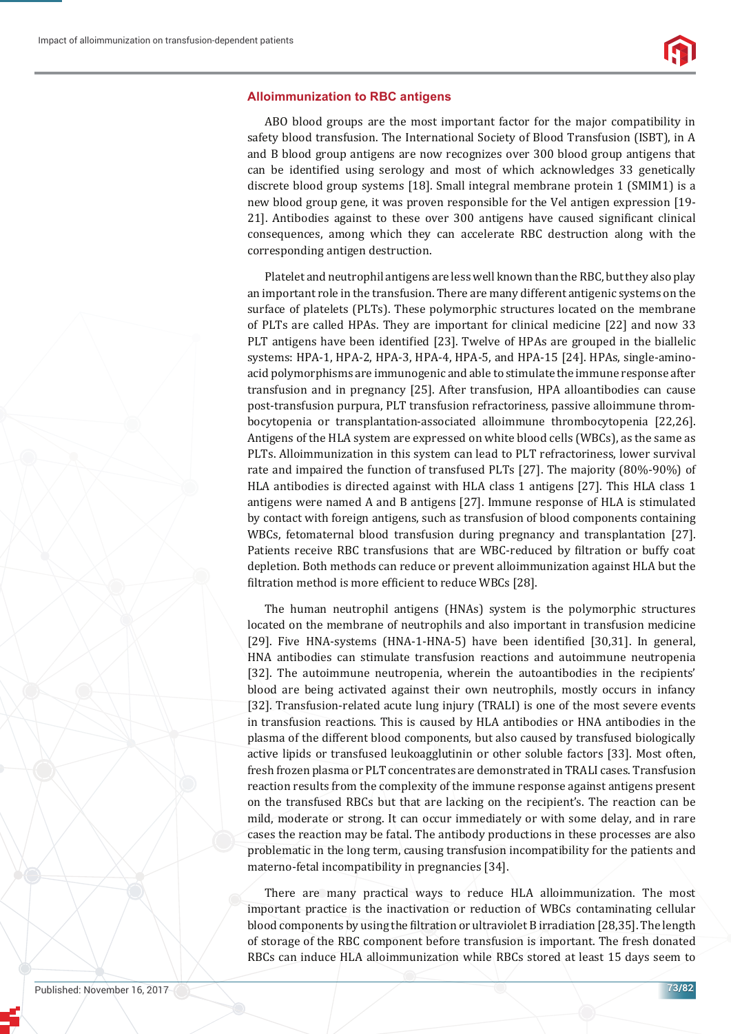## Alloimmunization to RBC antigens

ABO blood groups are the most important factor for the major compatibility in safety blood transfusion. The International Society of Blood Transfusion (ISBT), in A and B blood group antigens are now recognizes over 300 blood group antigens that can be identified using serology and most of which acknowledges 33 genetically discrete blood group systems [18]. Small integral membrane protein 1 (SMIM1) is a new blood group gene, it was proven responsible for the Vel antigen expression [19-21]. Antibodies against to these over 300 antigens have caused significant clinical consequences, among which they can accelerate RBC destruction along with the corresponding antigen destruction.

Platelet and neutrophil antigens are less well known than the RBC, but they also play an important role in the transfusion. There are many different antigenic systems on the surface of platelets (PLTs). These polymorphic structures located on the membrane of PLTs are called HPAs. They are important for clinical medicine [22] and now 33 PLT antigens have been identified [23]. Twelve of HPAs are grouped in the biallelic systems: HPA-1, HPA-2, HPA-3, HPA-4, HPA-5, and HPA-15 [24]. HPAs, single-amino-acid polymorphisms are immunogenic and able to stimulate the immune response after transfusion and in pregnancy [25]. After transfusion, HPA alloantibodies can cause post-transfusion purpura, PLT transfusion refractoriness, passive alloimmune thrombocytopenia or transplantation-associated alloimmune thrombocytopenia [22,26]. Antigens of the HLA system are expressed on white blood cells (WBCs), as the same as PLTs. Alloimmunization in this system can lead to PLT refractoriness, lower survival rate and impaired the function of transfused PLTs [27]. The majority (80%-90%) of HLA antibodies is directed against with HLA class 1 antigens [27]. This HLA class 1 antigens were named A and B antigens [27]. Immune response of HLA is stimulated by contact with foreign antigens, such as transfusion of blood components containing WBCs, fetomaternal blood transfusion during pregnancy and transplantation [27]. Patients receive RBC transfusions that are WBC-reduced by filtration or buffy coat depletion. Both methods can reduce or prevent alloimmunization against HLA but the filtration method is more efficient to reduce WBCs [28].

The human neutrophil antigens (HNAs) system is the polymorphic structures located on the membrane of neutrophils and also important in transfusion medicine [29]. Five HNA-systems (HNA-1-HNA-5) have been identified [30,31]. In general, HNA antibodies can stimulate transfusion reactions and autoimmune neutropenia [32]. The autoimmune neutropenia, wherein the autoantibodies in the recipients' blood are being activated against their own neutrophils, mostly occurs in infancy [32]. Transfusion-related acute lung injury (TRALI) is one of the most severe events in transfusion reactions. This is caused by HLA antibodies or HNA antibodies in the plasma of the different blood components, but also caused by transfused biologically active lipids or transfused leukoagglutinin or other soluble factors [33]. Most often, fresh frozen plasma or PLT concentrates are demonstrated in TRALI cases. Transfusion reaction results from the complexity of the immune response against antigens present on the transfused RBCs but that are lacking on the recipient's. The reaction can be mild, moderate or strong. It can occur immediately or with some delay, and in rare cases the reaction may be fatal. The antibody productions in these processes are also problematic in the long term, causing transfusion incompatibility for the patients and materno-fetal incompatibility in pregnancies [34].

There are many practical ways to reduce HLA alloimmunization. The most important practice is the inactivation or reduction of WBCs contaminating cellular blood components by using the filtration or ultraviolet B irradiation [28,35]. The length of storage of the RBC component before transfusion is important. The fresh donated RBCs can induce HLA alloimmunization while RBCs stored at least 15 days seem to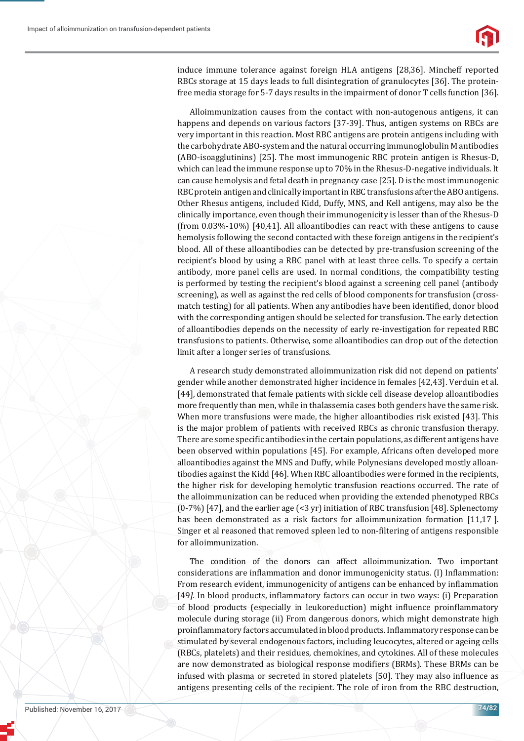induce immune tolerance against foreign HLA antigens [28,36]. Mincheff reported RBCs storage at 15 days leads to full disintegration of granulocytes [36]. The protein-free media storage for 5-7 days results in the impairment of donor T cells function [36].

Alloimmunization causes from the contact with non-autogenous antigens, it can happens and depends on various factors [37-39]. Thus, antigen systems on RBCs are very important in this reaction. Most RBC antigens are protein antigens including with the carbohydrate ABO-system and the natural occurring immunoglobulin M antibodies (ABO-isoagglutinins) [25]. The most immunogenic RBC protein antigen is Rhesus-D, which can lead the immune response up to 70% in the Rhesus-D-negative individuals. It can cause hemolysis and fetal death in pregnancy case [25]. D is the most immunogenic RBC protein antigen and clinically important in RBC transfusions after the ABO antigens. Other Rhesus antigens, included Kidd, Duffy, MNS, and Kell antigens, may also be the clinically importance, even though their immunogenicity is lesser than of the Rhesus-D (from 0.03%-10%) [40,41]. All alloantibodies can react with these antigens to cause hemolysis following the second contacted with these foreign antigens in the recipient's blood. All of these alloantibodies can be detected by pre-transfusion screening of the recipient's blood by using a RBC panel with at least three cells. To specify a certain antibody, more panel cells are used. In normal conditions, the compatibility testing is performed by testing the recipient's blood against a screening cell panel (antibody screening), as well as against the red cells of blood components for transfusion (cross-match testing) for all patients. When any antibodies have been identified, donor blood with the corresponding antigen should be selected for transfusion. The early detection of alloantibodies depends on the necessity of early re-investigation for repeated RBC transfusions to patients. Otherwise, some alloantibodies can drop out of the detection limit after a longer series of transfusions.

A research study demonstrated alloimmunization risk did not depend on patients' gender while another demonstrated higher incidence in females [42,43]. Verduin et al. [44], demonstrated that female patients with sickle cell disease develop alloantibodies more frequently than men, while in thalassemia cases both genders have the same risk. When more transfusions were made, the higher alloantibodies risk existed [43]. This is the major problem of patients with received RBCs as chronic transfusion therapy. There are some specific antibodies in the certain populations, as different antigens have been observed within populations [45]. For example, Africans often developed more alloantibodies against the MNS and Duffy, while Polynesians developed mostly alloantibodies against the Kidd [46]. When RBC alloantibodies were formed in the recipients, the higher risk for developing hemolytic transfusion reactions occurred. The rate of the alloimmunization can be reduced when providing the extended phenotyped RBCs (0-7%) [47], and the earlier age (<3 yr) initiation of RBC transfusion [48]. Splenectomy has been demonstrated as a risk factors for alloimmunization formation [11,17 ]. Singer et al reasoned that removed spleen led to non-filtering of antigens responsible for alloimmunization.

The condition of the donors can affect alloimmunization. Two important considerations are inflammation and donor immunogenicity status. (I) Inflammation: From research evident, immunogenicity of antigens can be enhanced by inflammation [49*]*. In blood products, inflammatory factors can occur in two ways: (i) Preparation of blood products (especially in leukoreduction) might influence proinflammatory molecule during storage (ii) From dangerous donors, which might demonstrate high proinflammatory factors accumulated in blood products. Inflammatory response can be stimulated by several endogenous factors, including leucocytes, altered or ageing cells (RBCs, platelets) and their residues, chemokines, and cytokines. All of these molecules are now demonstrated as biological response modifiers (BRMs). These BRMs can be infused with plasma or secreted in stored platelets [50]. They may also influence as antigens presenting cells of the recipient. The role of iron from the RBC destruction,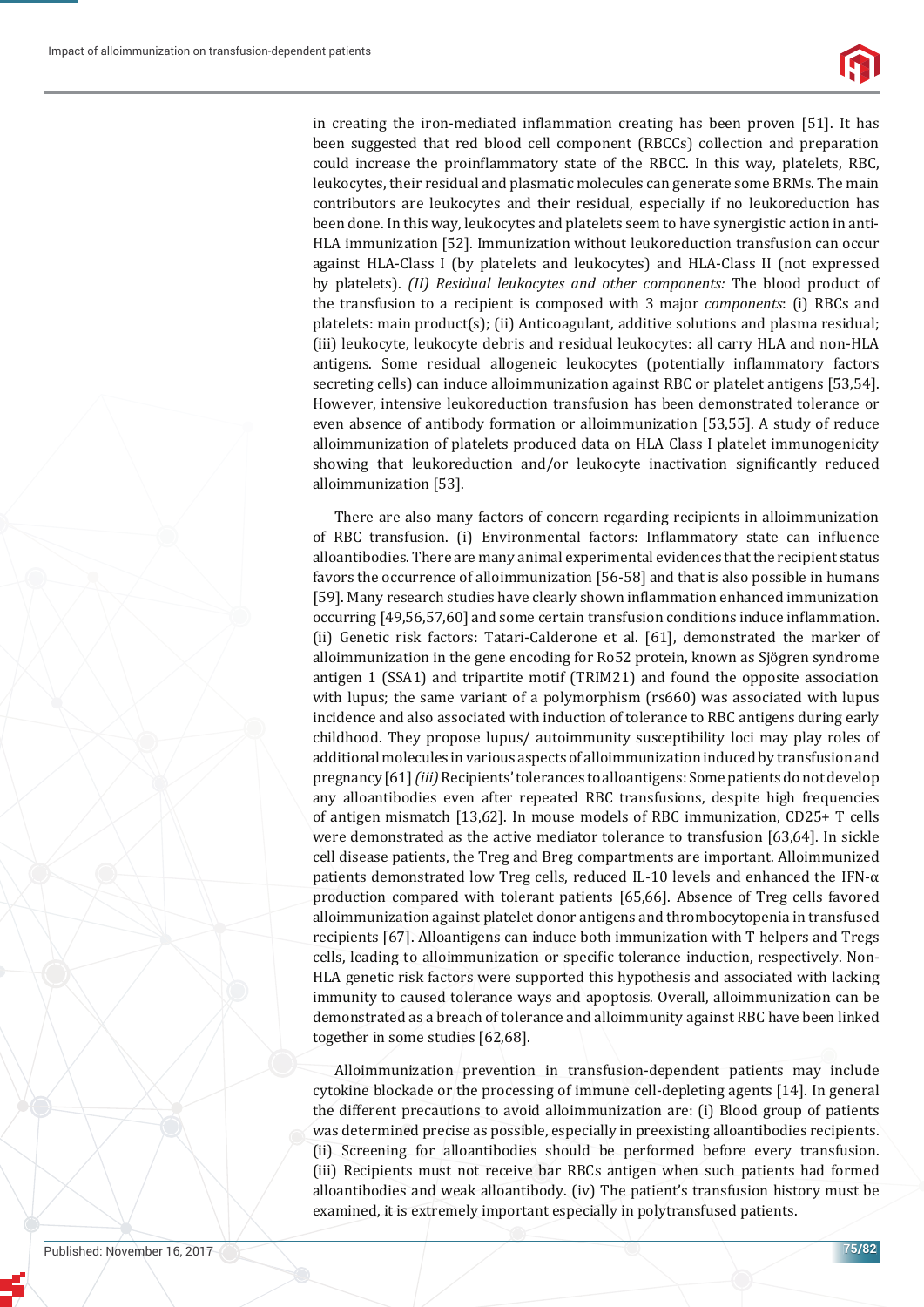in creating the iron-mediated inflammation creating has been proven [51]. It has been suggested that red blood cell component (RBCCs) collection and preparation could increase the proinflammatory state of the RBCC. In this way, platelets, RBC, leukocytes, their residual and plasmatic molecules can generate some BRMs. The main contributors are leukocytes and their residual, especially if no leukoreduction has been done. In this way, leukocytes and platelets seem to have synergistic action in anti-HLA immunization [52]. Immunization without leukoreduction transfusion can occur against HLA-Class I (by platelets and leukocytes) and HLA-Class II (not expressed by platelets). *(II) Residual leukocytes and other components:* The blood product of the transfusion to a recipient is composed with 3 major *components*: (i) RBCs and platelets: main product(s); (ii) Anticoagulant, additive solutions and plasma residual; (iii) leukocyte, leukocyte debris and residual leukocytes: all carry HLA and non-HLA antigens. Some residual allogeneic leukocytes (potentially inflammatory factors secreting cells) can induce alloimmunization against RBC or platelet antigens [53,54]. However, intensive leukoreduction transfusion has been demonstrated tolerance or even absence of antibody formation or alloimmunization [53,55]. A study of reduce alloimmunization of platelets produced data on HLA Class I platelet immunogenicity showing that leukoreduction and/or leukocyte inactivation significantly reduced alloimmunization [53].

There are also many factors of concern regarding recipients in alloimmunization of RBC transfusion. (i) Environmental factors: Inflammatory state can influence alloantibodies. There are many animal experimental evidences that the recipient status favors the occurrence of alloimmunization [56-58] and that is also possible in humans [59]. Many research studies have clearly shown inflammation enhanced immunization occurring [49,56,57,60] and some certain transfusion conditions induce inflammation. (ii) Genetic risk factors: Tatari-Calderone et al. [61], demonstrated the marker of alloimmunization in the gene encoding for Ro52 protein, known as Sjögren syndrome antigen 1 (SSA1) and tripartite motif (TRIM21) and found the opposite association with lupus; the same variant of a polymorphism (rs660) was associated with lupus incidence and also associated with induction of tolerance to RBC antigens during early childhood. They propose lupus/ autoimmunity susceptibility loci may play roles of additional molecules in various aspects of alloimmunization induced by transfusion and pregnancy [61] *(iii)* Recipients' tolerances to alloantigens: Some patients do not develop any alloantibodies even after repeated RBC transfusions, despite high frequencies of antigen mismatch [13,62]. In mouse models of RBC immunization, CD25+ T cells were demonstrated as the active mediator tolerance to transfusion [63,64]. In sickle cell disease patients, the Treg and Breg compartments are important. Alloimmunized patients demonstrated low Treg cells, reduced IL-10 levels and enhanced the IFN-α production compared with tolerant patients [65,66]. Absence of Treg cells favored alloimmunization against platelet donor antigens and thrombocytopenia in transfused recipients [67]. Alloantigens can induce both immunization with T helpers and Tregs cells, leading to alloimmunization or specific tolerance induction, respectively. Non-HLA genetic risk factors were supported this hypothesis and associated with lacking immunity to caused tolerance ways and apoptosis. Overall, alloimmunization can be demonstrated as a breach of tolerance and alloimmunity against RBC have been linked together in some studies [62,68].

Alloimmunization prevention in transfusion-dependent patients may include cytokine blockade or the processing of immune cell-depleting agents [14]. In general the different precautions to avoid alloimmunization are: (i) Blood group of patients was determined precise as possible, especially in preexisting alloantibodies recipients. (ii) Screening for alloantibodies should be performed before every transfusion. (iii) Recipients must not receive bar RBCs antigen when such patients had formed alloantibodies and weak alloantibody. (iv) The patient's transfusion history must be examined, it is extremely important especially in polytransfused patients.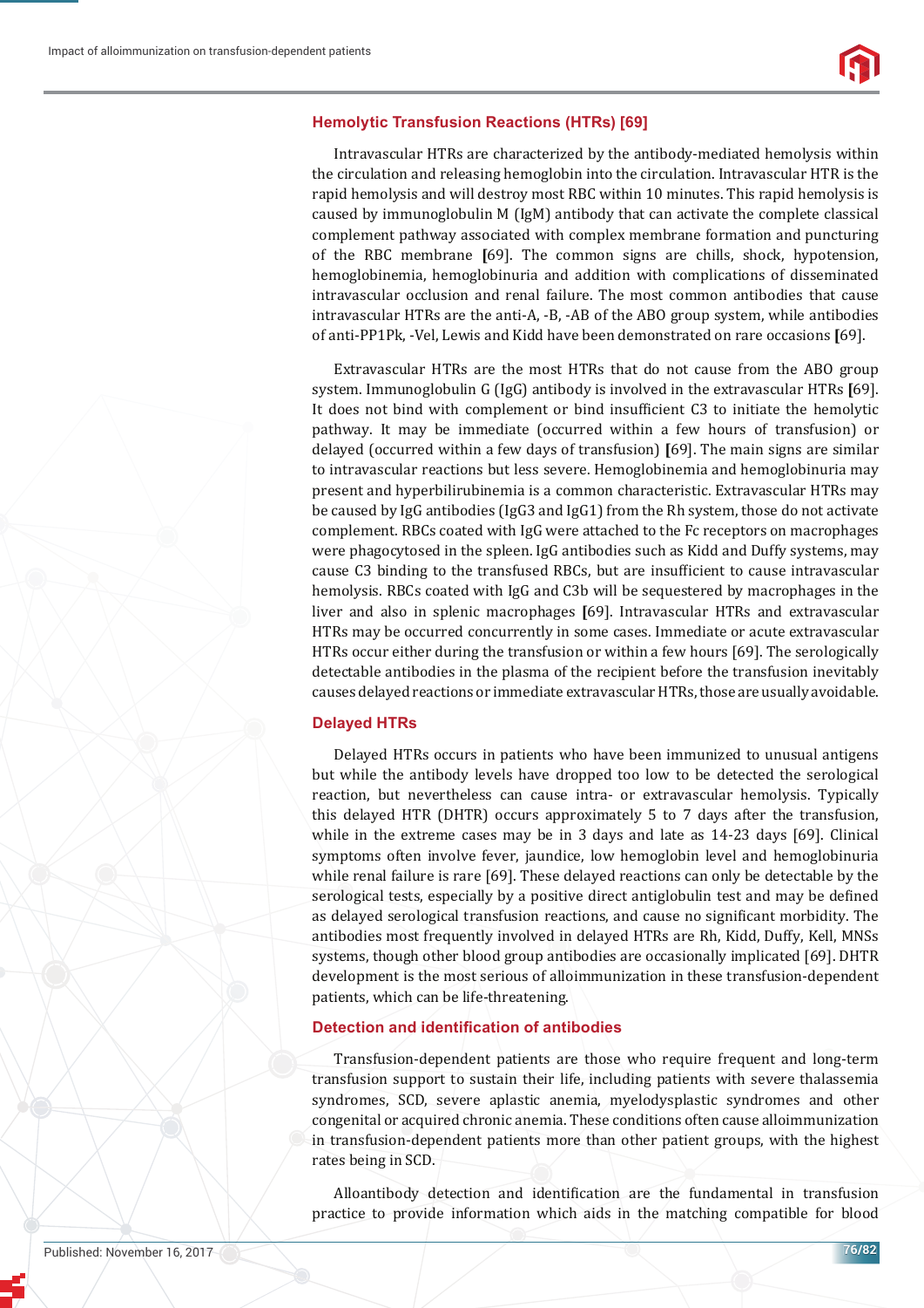### Hemolytic Transfusion Reactions (HTRs) [69]

Intravascular HTRs are characterized by the antibody-mediated hemolysis within the circulation and releasing hemoglobin into the circulation. Intravascular HTR is the rapid hemolysis and will destroy most RBC within 10 minutes. This rapid hemolysis is caused by immunoglobulin M (IgM) antibody that can activate the complete classical complement pathway associated with complex membrane formation and puncturing of the RBC membrane [69]. The common signs are chills, shock, hypotension, hemoglobinemia, hemoglobinuria and addition with complications of disseminated intravascular occlusion and renal failure. The most common antibodies that cause intravascular HTRs are the anti-A, -B, -AB of the ABO group system, while antibodies of anti-PP1Pk, -Vel, Lewis and Kidd have been demonstrated on rare occasions [69].

Extravascular HTRs are the most HTRs that do not cause from the ABO group system. Immunoglobulin G (IgG) antibody is involved in the extravascular HTRs [69]. It does not bind with complement or bind insufficient C3 to initiate the hemolytic pathway. It may be immediate (occurred within a few hours of transfusion) or delayed (occurred within a few days of transfusion) [69]. The main signs are similar to intravascular reactions but less severe. Hemoglobinemia and hemoglobinuria may present and hyperbilirubinemia is a common characteristic. Extravascular HTRs may be caused by IgG antibodies (IgG3 and IgG1) from the Rh system, those do not activate complement. RBCs coated with IgG were attached to the Fc receptors on macrophages were phagocytosed in the spleen. IgG antibodies such as Kidd and Duffy systems, may cause C3 binding to the transfused RBCs, but are insufficient to cause intravascular hemolysis. RBCs coated with IgG and C3b will be sequestered by macrophages in the liver and also in splenic macrophages [69]. Intravascular HTRs and extravascular HTRs may be occurred concurrently in some cases. Immediate or acute extravascular HTRs occur either during the transfusion or within a few hours [69]. The serologically detectable antibodies in the plasma of the recipient before the transfusion inevitably causes delayed reactions or immediate extravascular HTRs, those are usually avoidable.

### Delayed HTRs

Delayed HTRs occurs in patients who have been immunized to unusual antigens but while the antibody levels have dropped too low to be detected the serological reaction, but nevertheless can cause intra- or extravascular hemolysis. Typically this delayed HTR (DHTR) occurs approximately 5 to 7 days after the transfusion, while in the extreme cases may be in 3 days and late as 14-23 days [69]. Clinical symptoms often involve fever, jaundice, low hemoglobin level and hemoglobinuria while renal failure is rare [69]. These delayed reactions can only be detectable by the serological tests, especially by a positive direct antiglobulin test and may be defined as delayed serological transfusion reactions, and cause no significant morbidity. The antibodies most frequently involved in delayed HTRs are Rh, Kidd, Duffy, Kell, MNSs systems, though other blood group antibodies are occasionally implicated [69]. DHTR development is the most serious of alloimmunization in these transfusion-dependent patients, which can be life-threatening.

### Detection and identification of antibodies

Transfusion-dependent patients are those who require frequent and long-term transfusion support to sustain their life, including patients with severe thalassemia syndromes, SCD, severe aplastic anemia, myelodysplastic syndromes and other congenital or acquired chronic anemia. These conditions often cause alloimmunization in transfusion-dependent patients more than other patient groups, with the highest rates being in SCD.

Alloantibody detection and identification are the fundamental in transfusion practice to provide information which aids in the matching compatible for blood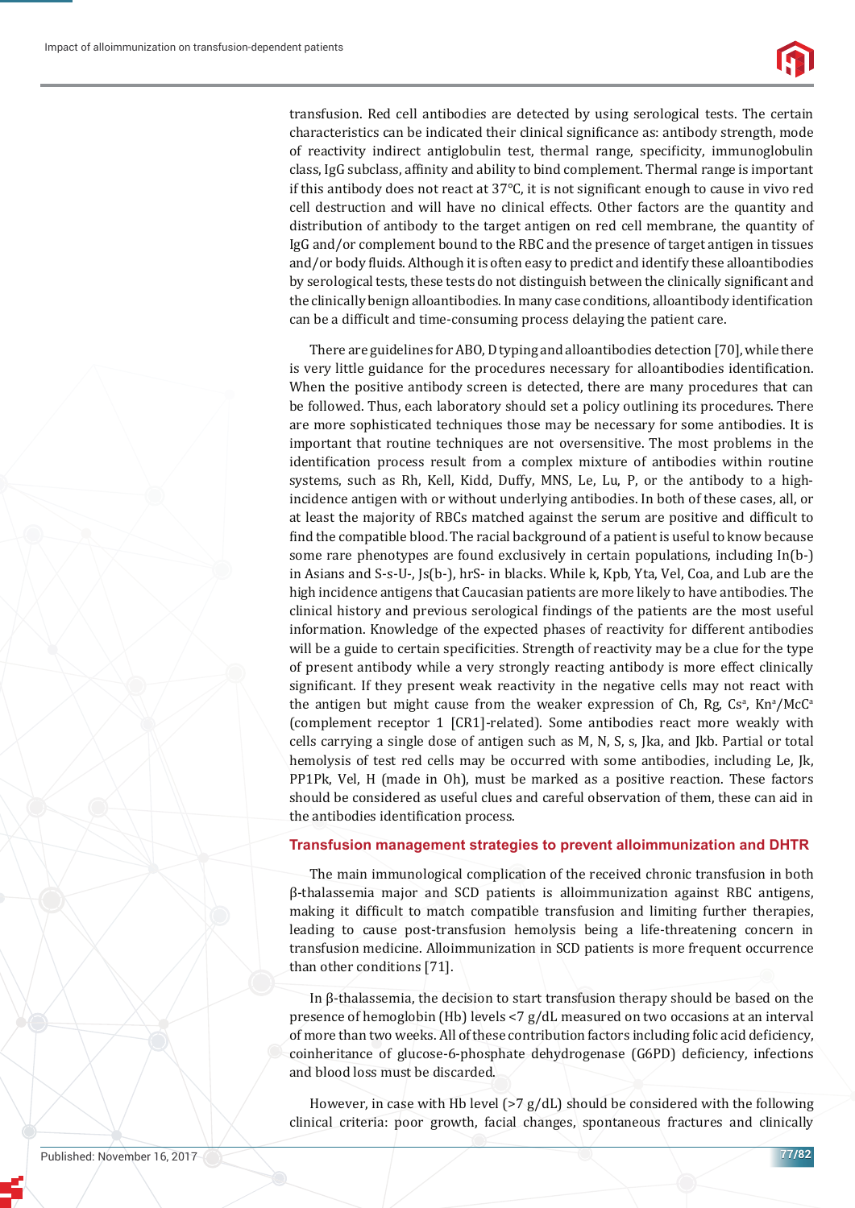transfusion. Red cell antibodies are detected by using serological tests. The certain characteristics can be indicated their clinical significance as: antibody strength, mode of reactivity indirect antiglobulin test, thermal range, specificity, immunoglobulin class, IgG subclass, affinity and ability to bind complement. Thermal range is important if this antibody does not react at 37°C, it is not significant enough to cause in vivo red cell destruction and will have no clinical effects. Other factors are the quantity and distribution of antibody to the target antigen on red cell membrane, the quantity of IgG and/or complement bound to the RBC and the presence of target antigen in tissues and/or body fluids. Although it is often easy to predict and identify these alloantibodies by serological tests, these tests do not distinguish between the clinically significant and the clinically benign alloantibodies. In many case conditions, alloantibody identification can be a difficult and time-consuming process delaying the patient care.

There are guidelines for ABO, D typing and alloantibodies detection [70], while there is very little guidance for the procedures necessary for alloantibodies identification. When the positive antibody screen is detected, there are many procedures that can be followed. Thus, each laboratory should set a policy outlining its procedures. There are more sophisticated techniques those may be necessary for some antibodies. It is important that routine techniques are not oversensitive. The most problems in the identification process result from a complex mixture of antibodies within routine systems, such as Rh, Kell, Kidd, Duffy, MNS, Le, Lu, P, or the antibody to a high-incidence antigen with or without underlying antibodies. In both of these cases, all, or at least the majority of RBCs matched against the serum are positive and difficult to find the compatible blood. The racial background of a patient is useful to know because some rare phenotypes are found exclusively in certain populations, including In(b-) in Asians and S-s-U-, Js(b-), hrS- in blacks. While k, Kpb, Yta, Vel, Coa, and Lub are the high incidence antigens that Caucasian patients are more likely to have antibodies. The clinical history and previous serological findings of the patients are the most useful information. Knowledge of the expected phases of reactivity for different antibodies will be a guide to certain specificities. Strength of reactivity may be a clue for the type of present antibody while a very strongly reacting antibody is more effect clinically significant. If they present weak reactivity in the negative cells may not react with the antigen but might cause from the weaker expression of Ch, Rg, Cs$^{a}$, Kn$^{a}$/McC$^{a}$ (complement receptor 1 [CR1]-related). Some antibodies react more weakly with cells carrying a single dose of antigen such as M, N, S, s, Jka, and Jkb. Partial or total hemolysis of test red cells may be occurred with some antibodies, including Le, Jk, PP1Pk, Vel, H (made in Oh), must be marked as a positive reaction. These factors should be considered as useful clues and careful observation of them, these can aid in the antibodies identification process.

## Transfusion management strategies to prevent alloimmunization and DHTR

The main immunological complication of the received chronic transfusion in both β-thalassemia major and SCD patients is alloimmunization against RBC antigens, making it difficult to match compatible transfusion and limiting further therapies, leading to cause post-transfusion hemolysis being a life-threatening concern in transfusion medicine. Alloimmunization in SCD patients is more frequent occurrence than other conditions [71].

In β-thalassemia, the decision to start transfusion therapy should be based on the presence of hemoglobin (Hb) levels <7 g/dL measured on two occasions at an interval of more than two weeks. All of these contribution factors including folic acid deficiency, coinheritance of glucose-6-phosphate dehydrogenase (G6PD) deficiency, infections and blood loss must be discarded.

However, in case with Hb level (>7 g/dL) should be considered with the following clinical criteria: poor growth, facial changes, spontaneous fractures and clinically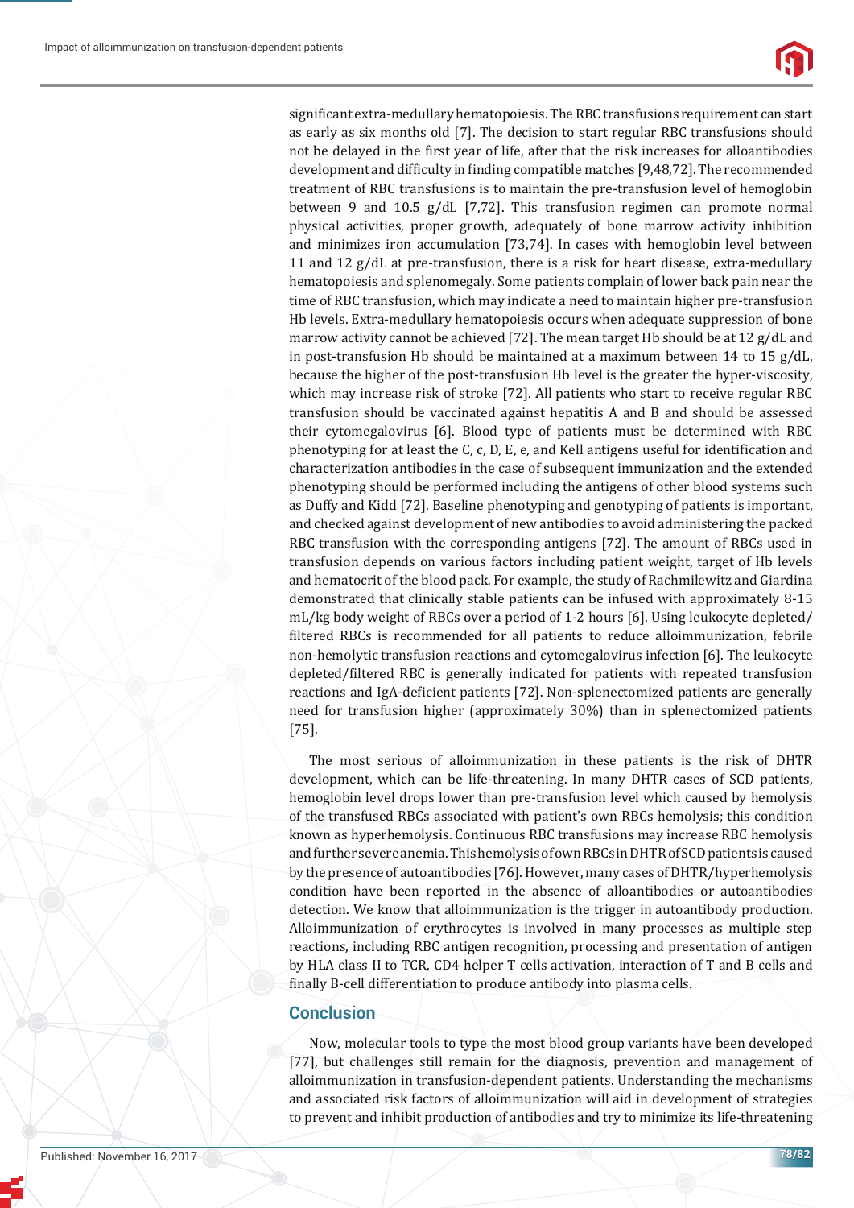significant extra-medullary hematopoiesis. The RBC transfusions requirement can start as early as six months old [7]. The decision to start regular RBC transfusions should not be delayed in the first year of life, after that the risk increases for alloantibodies development and difficulty in finding compatible matches [9,48,72]. The recommended treatment of RBC transfusions is to maintain the pre-transfusion level of hemoglobin between 9 and 10.5 g/dL [7,72]. This transfusion regimen can promote normal physical activities, proper growth, adequately of bone marrow activity inhibition and minimizes iron accumulation [73,74]. In cases with hemoglobin level between 11 and 12 g/dL at pre-transfusion, there is a risk for heart disease, extra-medullary hematopoiesis and splenomegaly. Some patients complain of lower back pain near the time of RBC transfusion, which may indicate a need to maintain higher pre-transfusion Hb levels. Extra-medullary hematopoiesis occurs when adequate suppression of bone marrow activity cannot be achieved [72]. The mean target Hb should be at 12 g/dL and in post-transfusion Hb should be maintained at a maximum between 14 to 15 g/dL, because the higher of the post-transfusion Hb level is the greater the hyper-viscosity, which may increase risk of stroke [72]. All patients who start to receive regular RBC transfusion should be vaccinated against hepatitis A and B and should be assessed their cytomegalovirus [6]. Blood type of patients must be determined with RBC phenotyping for at least the C, c, D, E, e, and Kell antigens useful for identification and characterization antibodies in the case of subsequent immunization and the extended phenotyping should be performed including the antigens of other blood systems such as Duffy and Kidd [72]. Baseline phenotyping and genotyping of patients is important, and checked against development of new antibodies to avoid administering the packed RBC transfusion with the corresponding antigens [72]. The amount of RBCs used in transfusion depends on various factors including patient weight, target of Hb levels and hematocrit of the blood pack. For example, the study of Rachmilewitz and Giardina demonstrated that clinically stable patients can be infused with approximately 8-15 mL/kg body weight of RBCs over a period of 1-2 hours [6]. Using leukocyte depleted/filtered RBCs is recommended for all patients to reduce alloimmunization, febrile non-hemolytic transfusion reactions and cytomegalovirus infection [6]. The leukocyte depleted/filtered RBC is generally indicated for patients with repeated transfusion reactions and IgA-deficient patients [72]. Non-splenectomized patients are generally need for transfusion higher (approximately 30%) than in splenectomized patients [75].

The most serious of alloimmunization in these patients is the risk of DHTR development, which can be life-threatening. In many DHTR cases of SCD patients, hemoglobin level drops lower than pre-transfusion level which caused by hemolysis of the transfused RBCs associated with patient's own RBCs hemolysis; this condition known as hyperhemolysis. Continuous RBC transfusions may increase RBC hemolysis and further severe anemia. This hemolysis of own RBCs in DHTR of SCD patients is caused by the presence of autoantibodies [76]. However, many cases of DHTR/hyperhemolysis condition have been reported in the absence of alloantibodies or autoantibodies detection. We know that alloimmunization is the trigger in autoantibody production. Alloimmunization of erythrocytes is involved in many processes as multiple step reactions, including RBC antigen recognition, processing and presentation of antigen by HLA class II to TCR, CD4 helper T cells activation, interaction of T and B cells and finally B-cell differentiation to produce antibody into plasma cells.

## Conclusion

Now, molecular tools to type the most blood group variants have been developed [77], but challenges still remain for the diagnosis, prevention and management of alloimmunization in transfusion-dependent patients. Understanding the mechanisms and associated risk factors of alloimmunization will aid in development of strategies to prevent and inhibit production of antibodies and try to minimize its life-threatening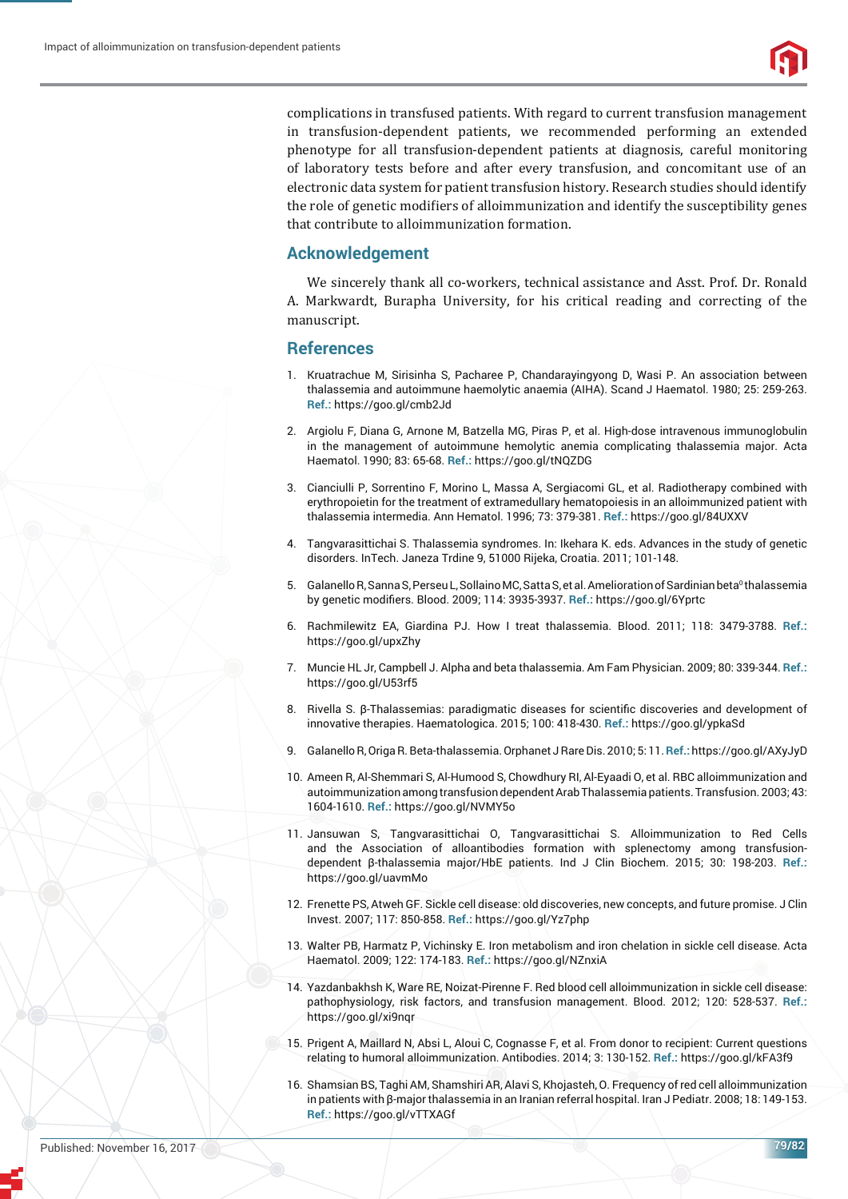complications in transfused patients. With regard to current transfusion management in transfusion-dependent patients, we recommended performing an extended phenotype for all transfusion-dependent patients at diagnosis, careful monitoring of laboratory tests before and after every transfusion, and concomitant use of an electronic data system for patient transfusion history. Research studies should identify the role of genetic modifiers of alloimmunization and identify the susceptibility genes that contribute to alloimmunization formation.

## Acknowledgement

We sincerely thank all co-workers, technical assistance and Asst. Prof. Dr. Ronald A. Markwardt, Burapha University, for his critical reading and correcting of the manuscript.

## References

1. Kruatrachue M, Sirisinha S, Pacharee P, Chandarayingyong D, Wasi P. An association between thalassemia and autoimmune haemolytic anaemia (AIHA). Scand J Haematol. 1980; 25: 259-263. **Ref.:** https://goo.gl/cmb2Jd

2. Argiolu F, Diana G, Arnone M, Batzella MG, Piras P, et al. High-dose intravenous immunoglobulin in the management of autoimmune hemolytic anemia complicating thalassemia major. Acta Haematol. 1990; 83: 65-68. **Ref.:** https://goo.gl/tNQZDG

3. Cianciulli P, Sorrentino F, Morino L, Massa A, Sergiacomi GL, et al. Radiotherapy combined with erythropoietin for the treatment of extramedullary hematopoiesis in an alloimmunized patient with thalassemia intermedia. Ann Hematol. 1996; 73: 379-381. **Ref.:** https://goo.gl/84UXXV

4. Tangvarasittichai S. Thalassemia syndromes. In: Ikehara K. eds. Advances in the study of genetic disorders. InTech. Janeza Trdine 9, 51000 Rijeka, Croatia. 2011; 101-148.

5. Galanello R, Sanna S, Perseu L, Sollaino MC, Satta S, et al. Amelioration of Sardinian beta$^0$ thalassemia by genetic modifiers. Blood. 2009; 114: 3935-3937. **Ref.:** https://goo.gl/6Yprtc

6. Rachmilewitz EA, Giardina PJ. How I treat thalassemia. Blood. 2011; 118: 3479-3788. **Ref.:** https://goo.gl/upxZhy

7. Muncie HL Jr, Campbell J. Alpha and beta thalassemia. Am Fam Physician. 2009; 80: 339-344. **Ref.:** https://goo.gl/U53rf5

8. Rivella S. β-Thalassemias: paradigmatic diseases for scientific discoveries and development of innovative therapies. Haematologica. 2015; 100: 418-430. **Ref.:** https://goo.gl/ypkaSd

9. Galanello R, Origa R. Beta-thalassemia. Orphanet J Rare Dis. 2010; 5: 11. **Ref.:** https://goo.gl/AXyJyD

10. Ameen R, Al-Shemmari S, Al-Humood S, Chowdhury RI, Al-Eyaadi O, et al. RBC alloimmunization and autoimmunization among transfusion dependent Arab Thalassemia patients. Transfusion. 2003; 43: 1604-1610. **Ref.:** https://goo.gl/NVMY5o

11. Jansuwan S, Tangvarasittichai O, Tangvarasittichai S. Alloimmunization to Red Cells and the Association of alloantibodies formation with splenectomy among transfusion-dependent β-thalassemia major/HbE patients. Ind J Clin Biochem. 2015; 30: 198-203. **Ref.:** https://goo.gl/uavmMo

12. Frenette PS, Atweh GF. Sickle cell disease: old discoveries, new concepts, and future promise. J Clin Invest. 2007; 117: 850-858. **Ref.:** https://goo.gl/Yz7php

13. Walter PB, Harmatz P, Vichinsky E. Iron metabolism and iron chelation in sickle cell disease. Acta Haematol. 2009; 122: 174-183. **Ref.:** https://goo.gl/NZnxiA

14. Yazdanbakhsh K, Ware RE, Noizat-Pirenne F. Red blood cell alloimmunization in sickle cell disease: pathophysiology, risk factors, and transfusion management. Blood. 2012; 120: 528-537. **Ref.:** https://goo.gl/xi9nqr

15. Prigent A, Maillard N, Absi L, Aloui C, Cognasse F, et al. From donor to recipient: Current questions relating to humoral alloimmunization. Antibodies. 2014; 3: 130-152. **Ref.:** https://goo.gl/kFA3f9

16. Shamsian BS, Taghi AM, Shamshiri AR, Alavi S, Khojasteh, O. Frequency of red cell alloimmunization in patients with β-major thalassemia in an Iranian referral hospital. Iran J Pediatr. 2008; 18: 149-153. **Ref.:** https://goo.gl/vTTXAGf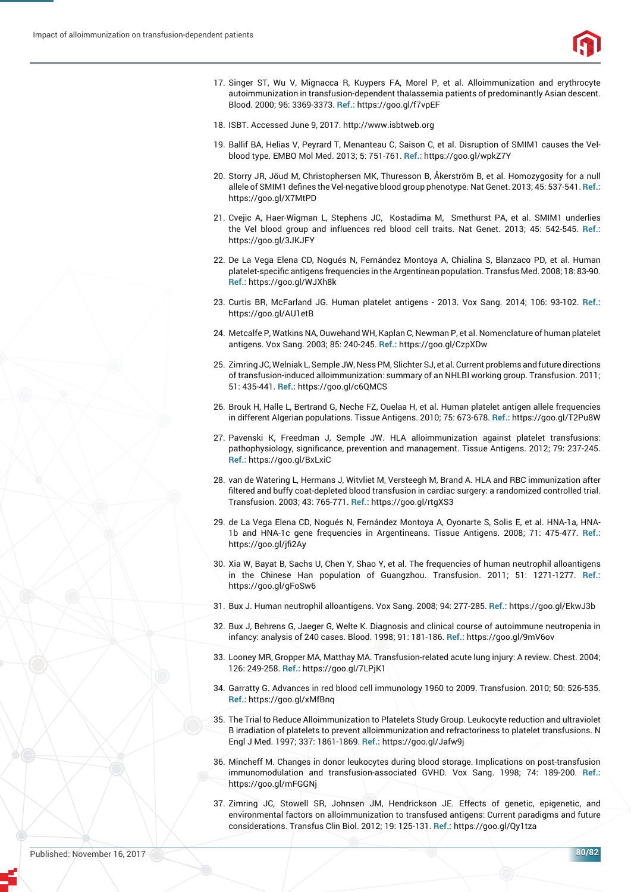17. Singer ST, Wu V, Mignacca R, Kuypers FA, Morel P, et al. Alloimmunization and erythrocyte autoimmunization in transfusion-dependent thalassemia patients of predominantly Asian descent. Blood. 2000; 96: 3369-3373. **Ref.:** https://goo.gl/f7vpEF

18. ISBT. Accessed June 9, 2017. http://www.isbtweb.org

19. Ballif BA, Helias V, Peyrard T, Menanteau C, Saison C, et al. Disruption of SMIM1 causes the Vel-blood type. EMBO Mol Med. 2013; 5: 751-761. **Ref.:** https://goo.gl/wpkZ7Y

20. Storry JR, Jöud M, Christophersen MK, Thuresson B, Åkerström B, et al. Homozygosity for a null allele of SMIM1 defines the Vel-negative blood group phenotype. Nat Genet. 2013; 45: 537-541. **Ref.:** https://goo.gl/X7MtPD

21. Cvejic A, Haer-Wigman L, Stephens JC, Kostadima M, Smethurst PA, et al. SMIM1 underlies the Vel blood group and influences red blood cell traits. Nat Genet. 2013; 45: 542-545. **Ref.:** https://goo.gl/3JKJFY

22. De La Vega Elena CD, Nogués N, Fernández Montoya A, Chialina S, Blanzaco PD, et al. Human platelet-specific antigens frequencies in the Argentinean population. Transfus Med. 2008; 18: 83-90. **Ref.:** https://goo.gl/WJXh8k

23. Curtis BR, McFarland JG. Human platelet antigens - 2013. Vox Sang. 2014; 106: 93-102. **Ref.:** https://goo.gl/AU1etB

24. Metcalfe P, Watkins NA, Ouwehand WH, Kaplan C, Newman P, et al. Nomenclature of human platelet antigens. Vox Sang. 2003; 85: 240-245. **Ref.:** https://goo.gl/CzpXDw

25. Zimring JC, Welniak L, Semple JW, Ness PM, Slichter SJ, et al. Current problems and future directions of transfusion-induced alloimmunization: summary of an NHLBI working group. Transfusion. 2011; 51: 435-441. **Ref.:** https://goo.gl/c6QMCS

26. Brouk H, Halle L, Bertrand G, Neche FZ, Ouelaa H, et al. Human platelet antigen allele frequencies in different Algerian populations. Tissue Antigens. 2010; 75: 673-678. **Ref.:** https://goo.gl/T2Pu8W

27. Pavenski K, Freedman J, Semple JW. HLA alloimmunization against platelet transfusions: pathophysiology, significance, prevention and management. Tissue Antigens. 2012; 79: 237-245. **Ref.:** https://goo.gl/BxLxiC

28. van de Watering L, Hermans J, Witvliet M, Versteegh M, Brand A. HLA and RBC immunization after filtered and buffy coat-depleted blood transfusion in cardiac surgery: a randomized controlled trial. Transfusion. 2003; 43: 765-771. **Ref.:** https://goo.gl/rtgXS3

29. de La Vega Elena CD, Nogués N, Fernández Montoya A, Oyonarte S, Solis E, et al. HNA-1a, HNA-1b and HNA-1c gene frequencies in Argentineans. Tissue Antigens. 2008; 71: 475-477. **Ref.:** https://goo.gl/jfi2Ay

30. Xia W, Bayat B, Sachs U, Chen Y, Shao Y, et al. The frequencies of human neutrophil alloantigens in the Chinese Han population of Guangzhou. Transfusion. 2011; 51: 1271-1277. **Ref.:** https://goo.gl/gFoSw6

31. Bux J. Human neutrophil alloantigens. Vox Sang. 2008; 94: 277-285. **Ref.:** https://goo.gl/EkwJ3b

32. Bux J, Behrens G, Jaeger G, Welte K. Diagnosis and clinical course of autoimmune neutropenia in infancy: analysis of 240 cases. Blood. 1998; 91: 181-186. **Ref.:** https://goo.gl/9mV6ov

33. Looney MR, Gropper MA, Matthay MA. Transfusion-related acute lung injury: A review. Chest. 2004; 126: 249-258. **Ref.:** https://goo.gl/7LPjK1

34. Garratty G. Advances in red blood cell immunology 1960 to 2009. Transfusion. 2010; 50: 526-535. **Ref.:** https://goo.gl/xMfBnq

35. The Trial to Reduce Alloimmunization to Platelets Study Group. Leukocyte reduction and ultraviolet B irradiation of platelets to prevent alloimmunization and refractoriness to platelet transfusions. N Engl J Med. 1997; 337: 1861-1869. **Ref.:** https://goo.gl/Jafw9j

36. Mincheff M. Changes in donor leukocytes during blood storage. Implications on post-transfusion immunomodulation and transfusion-associated GVHD. Vox Sang. 1998; 74: 189-200. **Ref.:** https://goo.gl/mFGGNj

37. Zimring JC, Stowell SR, Johnsen JM, Hendrickson JE. Effects of genetic, epigenetic, and environmental factors on alloimmunization to transfused antigens: Current paradigms and future considerations. Transfus Clin Biol. 2012; 19: 125-131. **Ref.:** https://goo.gl/Qy1tza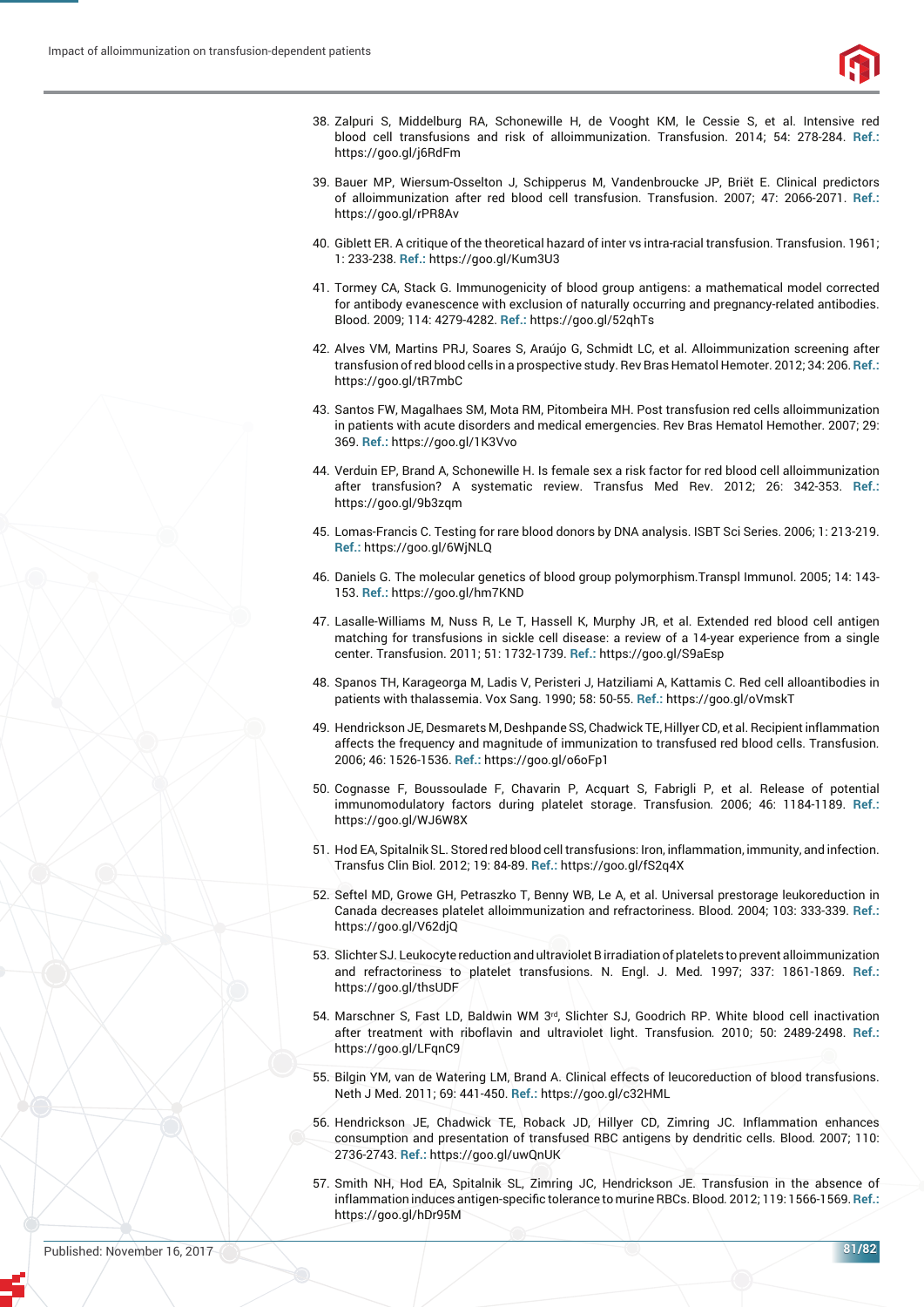38. Zalpuri S, Middelburg RA, Schonewille H, de Vooght KM, le Cessie S, et al. Intensive red blood cell transfusions and risk of alloimmunization. Transfusion. 2014; 54: 278-284. **Ref.:** https://goo.gl/j6RdFm

39. Bauer MP, Wiersum-Osselton J, Schipperus M, Vandenbroucke JP, Briët E. Clinical predictors of alloimmunization after red blood cell transfusion. Transfusion. 2007; 47: 2066-2071. **Ref.:** https://goo.gl/rPR8Av

40. Giblett ER. A critique of the theoretical hazard of inter vs intra-racial transfusion. Transfusion. 1961; 1: 233-238. **Ref.:** https://goo.gl/Kum3U3

41. Tormey CA, Stack G. Immunogenicity of blood group antigens: a mathematical model corrected for antibody evanescence with exclusion of naturally occurring and pregnancy-related antibodies. Blood. 2009; 114: 4279-4282. **Ref.:** https://goo.gl/52qhTs

42. Alves VM, Martins PRJ, Soares S, Araújo G, Schmidt LC, et al. Alloimmunization screening after transfusion of red blood cells in a prospective study. Rev Bras Hematol Hemoter. 2012; 34: 206. **Ref.:** https://goo.gl/tR7mbC

43. Santos FW, Magalhaes SM, Mota RM, Pitombeira MH. Post transfusion red cells alloimmunization in patients with acute disorders and medical emergencies. Rev Bras Hematol Hemother. 2007; 29: 369. **Ref.:** https://goo.gl/1K3Vvo

44. Verduin EP, Brand A, Schonewille H. Is female sex a risk factor for red blood cell alloimmunization after transfusion? A systematic review. Transfus Med Rev. 2012; 26: 342-353. **Ref.:** https://goo.gl/9b3zqm

45. Lomas-Francis C. Testing for rare blood donors by DNA analysis. ISBT Sci Series. 2006; 1: 213-219. **Ref.:** https://goo.gl/6WjNLQ

46. Daniels G. The molecular genetics of blood group polymorphism.Transpl Immunol. 2005; 14: 143-153. **Ref.:** https://goo.gl/hm7KND

47. Lasalle-Williams M, Nuss R, Le T, Hassell K, Murphy JR, et al. Extended red blood cell antigen matching for transfusions in sickle cell disease: a review of a 14-year experience from a single center. Transfusion. 2011; 51: 1732-1739. **Ref.:** https://goo.gl/S9aEsp

48. Spanos TH, Karageorga M, Ladis V, Peristeri J, Hatziliami A, Kattamis C. Red cell alloantibodies in patients with thalassemia. Vox Sang. 1990; 58: 50-55. **Ref.:** https://goo.gl/oVmskT

49. Hendrickson JE, Desmarets M, Deshpande SS, Chadwick TE, Hillyer CD, et al. Recipient inflammation affects the frequency and magnitude of immunization to transfused red blood cells. Transfusion. 2006; 46: 1526-1536. **Ref.:** https://goo.gl/o6oFp1

50. Cognasse F, Boussoulade F, Chavarin P, Acquart S, Fabrigli P, et al. Release of potential immunomodulatory factors during platelet storage. Transfusion. 2006; 46: 1184-1189. **Ref.:** https://goo.gl/WJ6W8X

51. Hod EA, Spitalnik SL. Stored red blood cell transfusions: Iron, inflammation, immunity, and infection. Transfus Clin Biol. 2012; 19: 84-89. **Ref.:** https://goo.gl/fS2q4X

52. Seftel MD, Growe GH, Petraszko T, Benny WB, Le A, et al. Universal prestorage leukoreduction in Canada decreases platelet alloimmunization and refractoriness. Blood. 2004; 103: 333-339. **Ref.:** https://goo.gl/V62djQ

53. Slichter SJ. Leukocyte reduction and ultraviolet B irradiation of platelets to prevent alloimmunization and refractoriness to platelet transfusions. N. Engl. J. Med. 1997; 337: 1861-1869. **Ref.:** https://goo.gl/thsUDF

54. Marschner S, Fast LD, Baldwin WM 3rd, Slichter SJ, Goodrich RP. White blood cell inactivation after treatment with riboflavin and ultraviolet light. Transfusion. 2010; 50: 2489-2498. **Ref.:** https://goo.gl/LFqnC9

55. Bilgin YM, van de Watering LM, Brand A. Clinical effects of leucoreduction of blood transfusions. Neth J Med. 2011; 69: 441-450. **Ref.:** https://goo.gl/c32HML

56. Hendrickson JE, Chadwick TE, Roback JD, Hillyer CD, Zimring JC. Inflammation enhances consumption and presentation of transfused RBC antigens by dendritic cells. Blood. 2007; 110: 2736-2743. **Ref.:** https://goo.gl/uwQnUK

57. Smith NH, Hod EA, Spitalnik SL, Zimring JC, Hendrickson JE. Transfusion in the absence of inflammation induces antigen-specific tolerance to murine RBCs. Blood. 2012; 119: 1566-1569. **Ref.:** https://goo.gl/hDr95M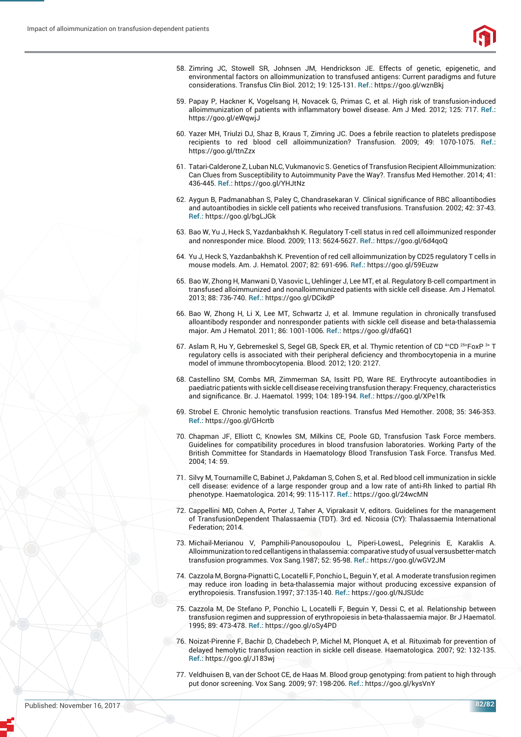58. Zimring JC, Stowell SR, Johnsen JM, Hendrickson JE. Effects of genetic, epigenetic, and environmental factors on alloimmunization to transfused antigens: Current paradigms and future considerations. Transfus Clin Biol. 2012; 19: 125-131. **Ref.:** https://goo.gl/wznBkj

59. Papay P, Hackner K, Vogelsang H, Novacek G, Primas C, et al. High risk of transfusion-induced alloimmunization of patients with inflammatory bowel disease. Am J Med. 2012; 125: 717. **Ref.:** https://goo.gl/eWqwjJ

60. Yazer MH, Triulzi DJ, Shaz B, Kraus T, Zimring JC. Does a febrile reaction to platelets predispose recipients to red blood cell alloimmunization? Transfusion. 2009; 49: 1070-1075. **Ref.:** https://goo.gl/ttnZzx

61. Tatari-Calderone Z, Luban NLC, Vukmanovic S. Genetics of Transfusion Recipient Alloimmunization: Can Clues from Susceptibility to Autoimmunity Pave the Way?. Transfus Med Hemother. 2014; 41: 436-445. **Ref.:** https://goo.gl/YHJtNz

62. Aygun B, Padmanabhan S, Paley C, Chandrasekaran V. Clinical significance of RBC alloantibodies and autoantibodies in sickle cell patients who received transfusions. Transfusion. 2002; 42: 37-43. **Ref.:** https://goo.gl/bgLJGk

63. Bao W, Yu J, Heck S, Yazdanbakhsh K. Regulatory T-cell status in red cell alloimmunized responder and nonresponder mice. Blood. 2009; 113: 5624-5627. **Ref.:** https://goo.gl/6d4qoQ

64. Yu J, Heck S, Yazdanbakhsh K. Prevention of red cell alloimmunization by CD25 regulatory T cells in mouse models. Am. J. Hematol. 2007; 82: 691-696. **Ref.:** https://goo.gl/59Euzw

65. Bao W, Zhong H, Manwani D, Vasovic L, Uehlinger J, Lee MT, et al. Regulatory B-cell compartment in transfused alloimmunized and nonalloimmunized patients with sickle cell disease. Am J Hematol. 2013; 88: 736-740. **Ref.:** https://goo.gl/DCikdP

66. Bao W, Zhong H, Li X, Lee MT, Schwartz J, et al. Immune regulation in chronically transfused alloantibody responder and nonresponder patients with sickle cell disease and beta-thalassemia major. Am J Hematol. 2011; 86: 1001-1006. **Ref.:** https://goo.gl/dfa6Q1

67. Aslam R, Hu Y, Gebremeskel S, Segel GB, Speck ER, et al. Thymic retention of $CD^{4+}CD^{25+}FoxP^{3+}$ T regulatory cells is associated with their peripheral deficiency and thrombocytopenia in a murine model of immune thrombocytopenia. Blood. 2012; 120: 2127.

68. Castellino SM, Combs MR, Zimmerman SA, Issitt PD, Ware RE. Erythrocyte autoantibodies in paediatric patients with sickle cell disease receiving transfusion therapy: Frequency, characteristics and significance. Br. J. Haematol. 1999; 104: 189-194. **Ref.:** https://goo.gl/XPe1fk

69. Strobel E. Chronic hemolytic transfusion reactions. Transfus Med Hemother. 2008; 35: 346-353. **Ref.:** https://goo.gl/GHcrtb

70. Chapman JF, Elliott C, Knowles SM, Milkins CE, Poole GD, Transfusion Task Force members. Guidelines for compatibility procedures in blood transfusion laboratories. Working Party of the British Committee for Standards in Haematology Blood Transfusion Task Force. Transfus Med. 2004; 14: 59.

71. Silvy M, Tournamille C, Babinet J, Pakdaman S, Cohen S, et al. Red blood cell immunization in sickle cell disease: evidence of a large responder group and a low rate of anti-Rh linked to partial Rh phenotype. Haematologica. 2014; 99: 115-117. **Ref.:** https://goo.gl/24wcMN

72. Cappellini MD, Cohen A, Porter J, Taher A, Viprakasit V, editors. Guidelines for the management of TransfusionDependent Thalassaemia (TDT). 3rd ed. Nicosia (CY): Thalassaemia International Federation; 2014.

73. Michail-Merianou V, Pamphili-Panousopoulou L, Piperi-LowesL, Pelegrinis E, Karaklis A. Alloimmunization to red cellantigens in thalassemia: comparative study of usual versusbetter-match transfusion programmes. Vox Sang.1987; 52: 95-98. **Ref.:** https://goo.gl/wGV2JM

74. Cazzola M, Borgna-Pignatti C, Locatelli F, Ponchio L, Beguin Y, et al. A moderate transfusion regimen may reduce iron loading in beta-thalassemia major without producing excessive expansion of erythropoiesis. Transfusion.1997; 37:135-140. **Ref.:** https://goo.gl/NJSUdc

75. Cazzola M, De Stefano P, Ponchio L, Locatelli F, Beguin Y, Dessi C, et al. Relationship between transfusion regimen and suppression of erythropoiesis in beta-thalassaemia major. Br J Haematol. 1995; 89: 473-478. **Ref.:** https://goo.gl/oSy4PD

76. Noizat-Pirenne F, Bachir D, Chadebech P, Michel M, Plonquet A, et al. Rituximab for prevention of delayed hemolytic transfusion reaction in sickle cell disease. Haematologica. 2007; 92: 132-135. **Ref.:** https://goo.gl/J183wj

77. Veldhuisen B, van der Schoot CE, de Haas M. Blood group genotyping: from patient to high through put donor screening. Vox Sang. 2009; 97: 198-206. **Ref.:** https://goo.gl/kysVnY